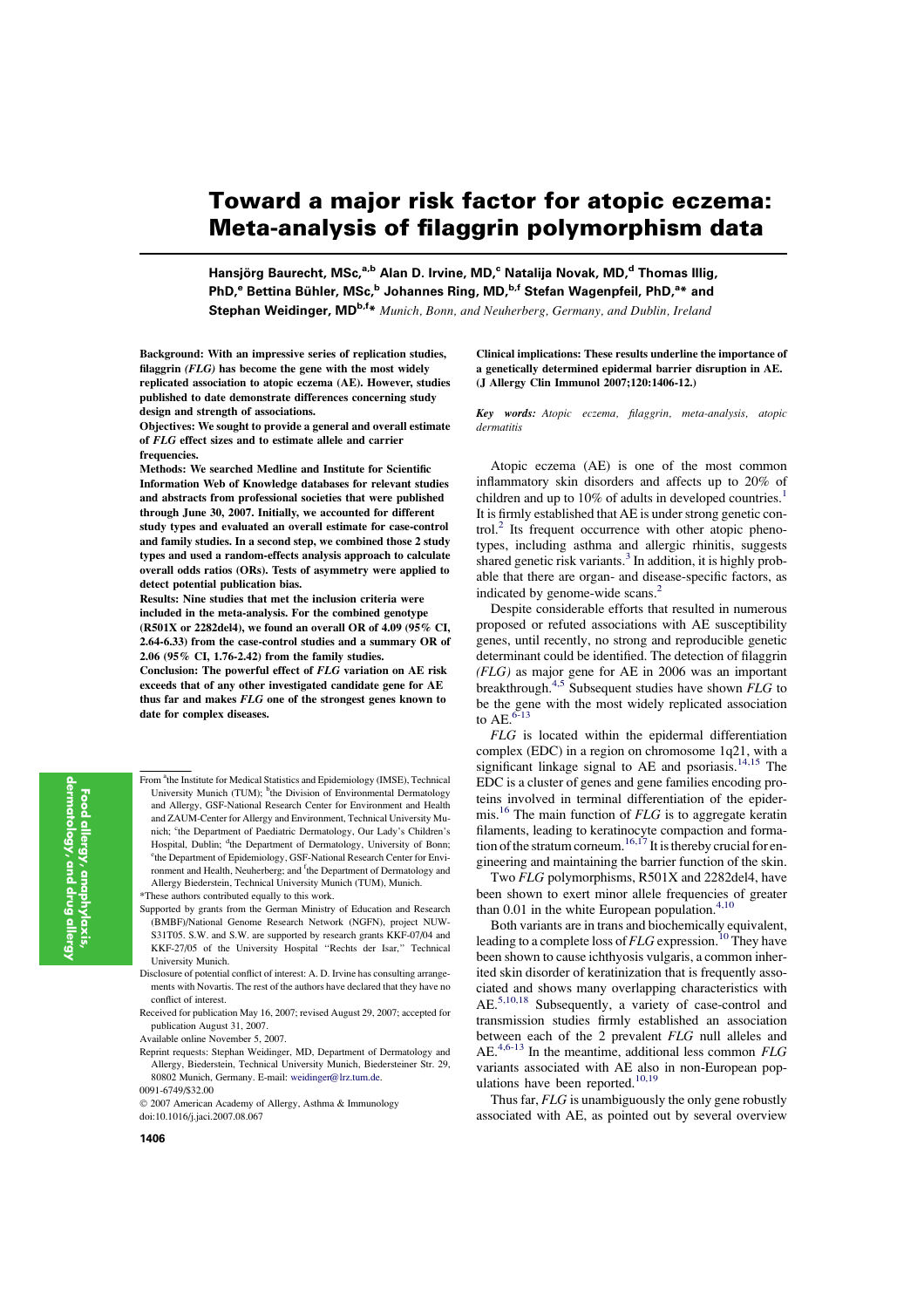# Toward a major risk factor for atopic eczema: Meta-analysis of filaggrin polymorphism data

Hansjörg Baurecht, MSc,[a,b] Alan D. Irvine, MD,[c] Natalija Novak, MD,[d] Thomas Illig, PhD,[e] Bettina Bühler, MSc,[b] Johannes Ring, MD,[b,f] Stefan Wagenpfeil, PhD,[a]* and Stephan Weidinger, MD[b,f]* *Munich, Bonn, and Neuherberg, Germany, and Dublin, Ireland*

**Background: With an impressive series of replication studies, filaggrin *(FLG)* has become the gene with the most widely replicated association to atopic eczema (AE). However, studies published to date demonstrate differences concerning study design and strength of associations.**

**Objectives: We sought to provide a general and overall estimate of *FLG* effect sizes and to estimate allele and carrier frequencies.**

**Methods: We searched Medline and Institute for Scientific Information Web of Knowledge databases for relevant studies and abstracts from professional societies that were published through June 30, 2007. Initially, we accounted for different study types and evaluated an overall estimate for case-control and family studies. In a second step, we combined those 2 study types and used a random-effects analysis approach to calculate overall odds ratios (ORs). Tests of asymmetry were applied to detect potential publication bias.**

**Results: Nine studies that met the inclusion criteria were included in the meta-analysis. For the combined genotype (R501X or 2282del4), we found an overall OR of 4.09 (95% CI, 2.64-6.33) from the case-control studies and a summary OR of 2.06 (95% CI, 1.76-2.42) from the family studies.**

**Conclusion: The powerful effect of *FLG* variation on AE risk exceeds that of any other investigated candidate gene for AE thus far and makes *FLG* one of the strongest genes known to date for complex diseases.**

**Clinical implications: These results underline the importance of a genetically determined epidermal barrier disruption in AE. (J Allergy Clin Immunol 2007;120:1406-12.)**

***Key words:*** *Atopic eczema, filaggrin, meta-analysis, atopic dermatitis*

Atopic eczema (AE) is one of the most common inflammatory skin disorders and affects up to 20% of children and up to 10% of adults in developed countries.[1] It is firmly established that AE is under strong genetic control.[2] Its frequent occurrence with other atopic phenotypes, including asthma and allergic rhinitis, suggests shared genetic risk variants.[3] In addition, it is highly probable that there are organ- and disease-specific factors, as indicated by genome-wide scans.[2]

Despite considerable efforts that resulted in numerous proposed or refuted associations with AE susceptibility genes, until recently, no strong and reproducible genetic determinant could be identified. The detection of filaggrin *(FLG)* as major gene for AE in 2006 was an important breakthrough.[4,5] Subsequent studies have shown *FLG* to be the gene with the most widely replicated association to AE.[6-13]

*FLG* is located within the epidermal differentiation complex (EDC) in a region on chromosome 1q21, with a significant linkage signal to AE and psoriasis.[14,15] The EDC is a cluster of genes and gene families encoding proteins involved in terminal differentiation of the epidermis.[16] The main function of *FLG* is to aggregate keratin filaments, leading to keratinocyte compaction and formation of the stratum corneum.[16,17] It is thereby crucial for engineering and maintaining the barrier function of the skin.

Two *FLG* polymorphisms, R501X and 2282del4, have been shown to exert minor allele frequencies of greater than 0.01 in the white European population.[4,10]

Both variants are in trans and biochemically equivalent, leading to a complete loss of *FLG* expression.[10] They have been shown to cause ichthyosis vulgaris, a common inherited skin disorder of keratinization that is frequently associated and shows many overlapping characteristics with AE.[5,10,18] Subsequently, a variety of case-control and transmission studies firmly established an association between each of the 2 prevalent *FLG* null alleles and AE.[4,6-13] In the meantime, additional less common *FLG* variants associated with AE also in non-European populations have been reported.[10,19]

Thus far, *FLG* is unambiguously the only gene robustly associated with AE, as pointed out by several overview

---

From [a]the Institute for Medical Statistics and Epidemiology (IMSE), Technical University Munich (TUM); [b]the Division of Environmental Dermatology and Allergy, GSF-National Research Center for Environment and Health and ZAUM-Center for Allergy and Environment, Technical University Munich; [c]the Department of Paediatric Dermatology, Our Lady's Children's Hospital, Dublin; [d]the Department of Dermatology, University of Bonn; [e]the Department of Epidemiology, GSF-National Research Center for Environment and Health, Neuherberg; and [f]the Department of Dermatology and Allergy Biederstein, Technical University Munich (TUM), Munich.

*These authors contributed equally to this work.

Supported by grants from the German Ministry of Education and Research (BMBF)/National Genome Research Network (NGFN), project NUW-S31T05. S.W. and S.W. are supported by research grants KKF-07/04 and KKF-27/05 of the University Hospital "Rechts der Isar," Technical University Munich.

Disclosure of potential conflict of interest: A. D. Irvine has consulting arrangements with Novartis. The rest of the authors have declared that they have no conflict of interest.

Received for publication May 16, 2007; revised August 29, 2007; accepted for publication August 31, 2007.

Available online November 5, 2007.

Reprint requests: Stephan Weidinger, MD, Department of Dermatology and Allergy, Biederstein, Technical University Munich, Biedersteiner Str. 29, 80802 Munich, Germany. E-mail: weidinger@lrz.tum.de.

0091-6749/$32.00

© 2007 American Academy of Allergy, Asthma & Immunology

doi:10.1016/j.jaci.2007.08.067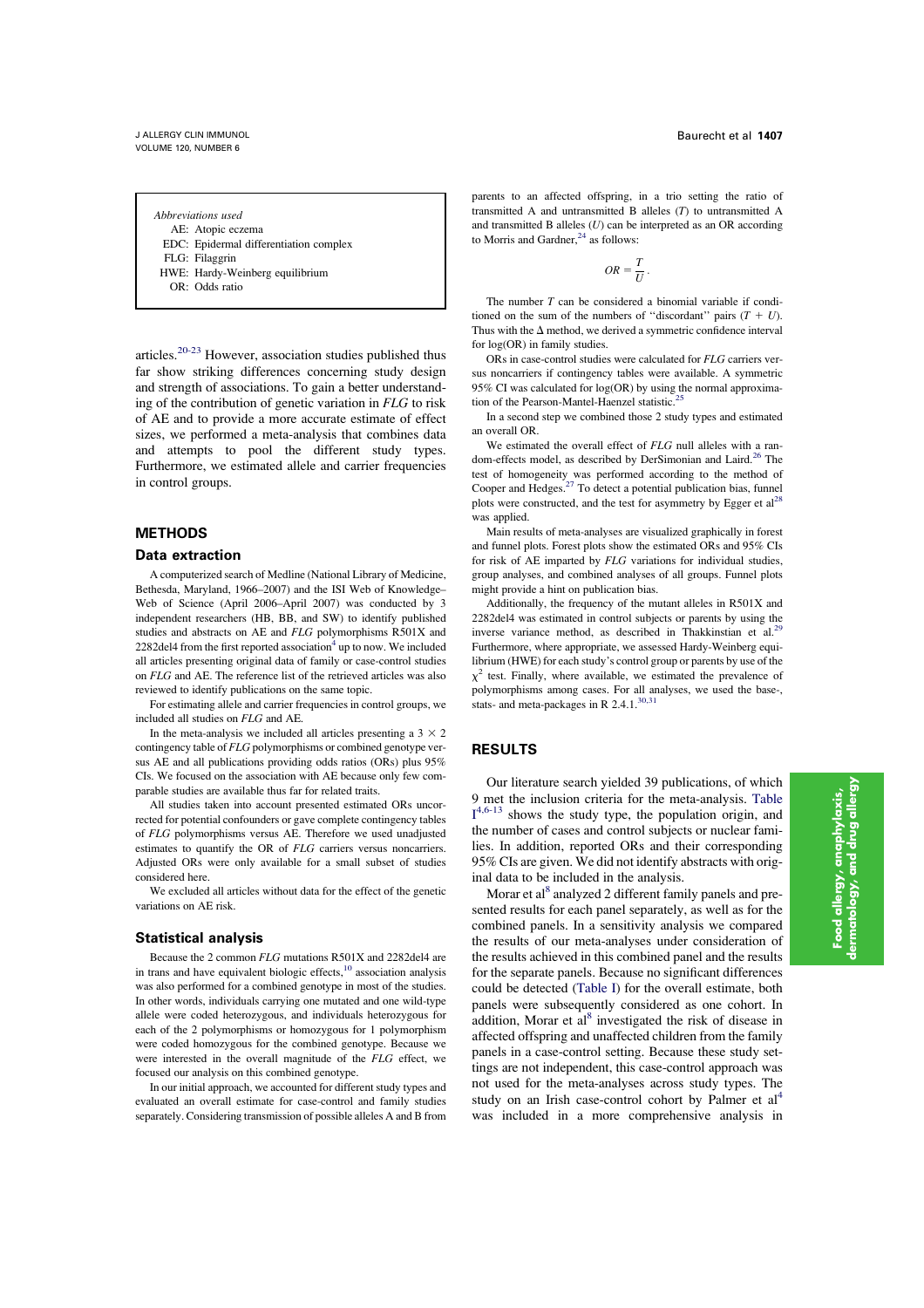*Abbreviations used*

AE: Atopic eczema

EDC: Epidermal differentiation complex

FLG: Filaggrin

HWE: Hardy-Weinberg equilibrium

OR: Odds ratio

articles.[20-23] However, association studies published thus far show striking differences concerning study design and strength of associations. To gain a better understanding of the contribution of genetic variation in *FLG* to risk of AE and to provide a more accurate estimate of effect sizes, we performed a meta-analysis that combines data and attempts to pool the different study types. Furthermore, we estimated allele and carrier frequencies in control groups.

## METHODS

### Data extraction

A computerized search of Medline (National Library of Medicine, Bethesda, Maryland, 1966–2007) and the ISI Web of Knowledge–Web of Science (April 2006–April 2007) was conducted by 3 independent researchers (HB, BB, and SW) to identify published studies and abstracts on AE and *FLG* polymorphisms R501X and 2282del4 from the first reported association[4] up to now. We included all articles presenting original data of family or case-control studies on *FLG* and AE. The reference list of the retrieved articles was also reviewed to identify publications on the same topic.

For estimating allele and carrier frequencies in control groups, we included all studies on *FLG* and AE.

In the meta-analysis we included all articles presenting a $3 \times 2$ contingency table of *FLG* polymorphisms or combined genotype versus AE and all publications providing odds ratios (ORs) plus 95% CIs. We focused on the association with AE because only few comparable studies are available thus far for related traits.

All studies taken into account presented estimated ORs uncorrected for potential confounders or gave complete contingency tables of *FLG* polymorphisms versus AE. Therefore we used unadjusted estimates to quantify the OR of *FLG* carriers versus noncarriers. Adjusted ORs were only available for a small subset of studies considered here.

We excluded all articles without data for the effect of the genetic variations on AE risk.

### Statistical analysis

Because the 2 common *FLG* mutations R501X and 2282del4 are in trans and have equivalent biologic effects,[10] association analysis was also performed for a combined genotype in most of the studies. In other words, individuals carrying one mutated and one wild-type allele were coded heterozygous, and individuals heterozygous for each of the 2 polymorphisms or homozygous for 1 polymorphism were coded homozygous for the combined genotype. Because we were interested in the overall magnitude of the *FLG* effect, we focused our analysis on this combined genotype.

In our initial approach, we accounted for different study types and evaluated an overall estimate for case-control and family studies separately. Considering transmission of possible alleles A and B from parents to an affected offspring, in a trio setting the ratio of transmitted A and untransmitted B alleles ($T$) to untransmitted A and transmitted B alleles ($U$) can be interpreted as an OR according to Morris and Gardner,[24] as follows:

$$OR = \frac{T}{U}.$$

The number $T$ can be considered a binomial variable if conditioned on the sum of the numbers of "discordant" pairs ($T + U$). Thus with the $\Delta$ method, we derived a symmetric confidence interval for log(OR) in family studies.

ORs in case-control studies were calculated for *FLG* carriers versus noncarriers if contingency tables were available. A symmetric 95% CI was calculated for log(OR) by using the normal approximation of the Pearson-Mantel-Haenzel statistic.[25]

In a second step we combined those 2 study types and estimated an overall OR.

We estimated the overall effect of *FLG* null alleles with a random-effects model, as described by DerSimonian and Laird.[26] The test of homogeneity was performed according to the method of Cooper and Hedges.[27] To detect a potential publication bias, funnel plots were constructed, and the test for asymmetry by Egger et al[28] was applied.

Main results of meta-analyses are visualized graphically in forest and funnel plots. Forest plots show the estimated ORs and 95% CIs for risk of AE imparted by *FLG* variations for individual studies, group analyses, and combined analyses of all groups. Funnel plots might provide a hint on publication bias.

Additionally, the frequency of the mutant alleles in R501X and 2282del4 was estimated in control subjects or parents by using the inverse variance method, as described in Thakkinstian et al.[29] Furthermore, where appropriate, we assessed Hardy-Weinberg equilibrium (HWE) for each study's control group or parents by use of the $\chi^2$ test. Finally, where available, we estimated the prevalence of polymorphisms among cases. For all analyses, we used the base-, stats- and meta-packages in R 2.4.1.[30,31]

## RESULTS

Our literature search yielded 39 publications, of which 9 met the inclusion criteria for the meta-analysis. Table I[4,6-13] shows the study type, the population origin, and the number of cases and control subjects or nuclear families. In addition, reported ORs and their corresponding 95% CIs are given. We did not identify abstracts with original data to be included in the analysis.

Morar et al[8] analyzed 2 different family panels and presented results for each panel separately, as well as for the combined panels. In a sensitivity analysis we compared the results of our meta-analyses under consideration of the results achieved in this combined panel and the results for the separate panels. Because no significant differences could be detected (Table I) for the overall estimate, both panels were subsequently considered as one cohort. In addition, Morar et al[8] investigated the risk of disease in affected offspring and unaffected children from the family panels in a case-control setting. Because these study settings are not independent, this case-control approach was not used for the meta-analyses across study types. The study on an Irish case-control cohort by Palmer et al[4] was included in a more comprehensive analysis in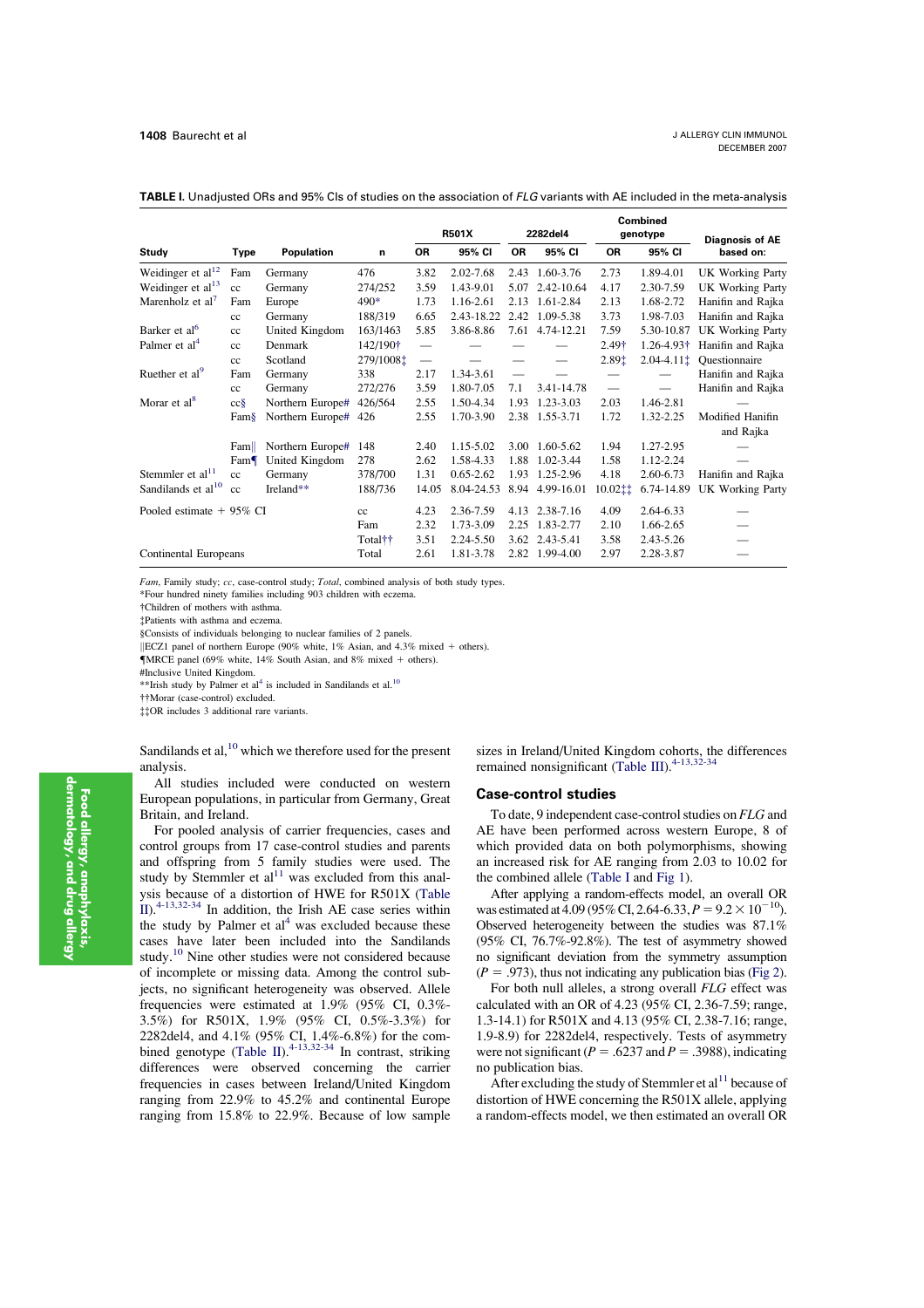**TABLE I.** Unadjusted ORs and 95% CIs of studies on the association of *FLG* variants with AE included in the meta-analysis

| Study | Type | Population | n | R501X | | 2282del4 | | Combined genotype | | Diagnosis of AE based on: |
|---|---|---|---|---|---|---|---|---|---|---|
| | | | | OR | 95% CI | OR | 95% CI | OR | 95% CI | |
| Weidinger et al[12] | Fam | Germany | 476 | 3.82 | 2.02-7.68 | 2.43 | 1.60-3.76 | 2.73 | 1.89-4.01 | UK Working Party |
| Weidinger et al[13] | cc | Germany | 274/252 | 3.59 | 1.43-9.01 | 5.07 | 2.42-10.64 | 4.17 | 2.30-7.59 | UK Working Party |
| Marenholz et al[7] | Fam | Europe | 490* | 1.73 | 1.16-2.61 | 2.13 | 1.61-2.84 | 2.13 | 1.68-2.72 | Hanifin and Rajka |
| | cc | Germany | 188/319 | 6.65 | 2.43-18.22 | 2.42 | 1.09-5.38 | 3.73 | 1.98-7.03 | Hanifin and Rajka |
| Barker et al[6] | cc | United Kingdom | 163/1463 | 5.85 | 3.86-8.86 | 7.61 | 4.74-12.21 | 7.59 | 5.30-10.87 | UK Working Party |
| Palmer et al[4] | cc | Denmark | 142/190† | — | — | — | — | 2.49† | 1.26-4.93† | Hanifin and Rajka |
| | cc | Scotland | 279/1008‡ | — | — | — | — | 2.89‡ | 2.04-4.11‡ | Questionnaire |
| Ruether et al[9] | Fam | Germany | 338 | 2.17 | 1.34-3.61 | — | — | — | — | Hanifin and Rajka |
| | cc | Germany | 272/276 | 3.59 | 1.80-7.05 | 7.1 | 3.41-14.78 | — | — | Hanifin and Rajka |
| Morar et al[8] | cc§ | Northern Europe# | 426/564 | 2.55 | 1.50-4.34 | 1.93 | 1.23-3.03 | 2.03 | 1.46-2.81 | — |
| | Fam§ | Northern Europe# | 426 | 2.55 | 1.70-3.90 | 2.38 | 1.55-3.71 | 1.72 | 1.32-2.25 | Modified Hanifin and Rajka |
| | Fam‖ | Northern Europe# | 148 | 2.40 | 1.15-5.02 | 3.00 | 1.60-5.62 | 1.94 | 1.27-2.95 | — |
| | Fam¶ | United Kingdom | 278 | 2.62 | 1.58-4.33 | 1.88 | 1.02-3.44 | 1.58 | 1.12-2.24 | — |
| Stemmler et al[11] | cc | Germany | 378/700 | 1.31 | 0.65-2.62 | 1.93 | 1.25-2.96 | 4.18 | 2.60-6.73 | Hanifin and Rajka |
| Sandilands et al[10] | cc | Ireland** | 188/736 | 14.05 | 8.04-24.53 | 8.94 | 4.99-16.01 | 10.02‡‡ | 6.74-14.89 | UK Working Party |
| Pooled estimate + 95% CI | | | cc | 4.23 | 2.36-7.59 | 4.13 | 2.38-7.16 | 4.09 | 2.64-6.33 | — |
| | | | Fam | 2.32 | 1.73-3.09 | 2.25 | 1.83-2.77 | 2.10 | 1.66-2.65 | — |
| | | | Total†† | 3.51 | 2.24-5.50 | 3.62 | 2.43-5.41 | 3.58 | 2.43-5.26 | — |
| Continental Europeans | | | Total | 2.61 | 1.81-3.78 | 2.82 | 1.99-4.00 | 2.97 | 2.28-3.87 | — |

*Fam*, Family study; *cc*, case-control study; *Total*, combined analysis of both study types.
*Four hundred ninety-five families including 903 children with eczema.
†Children of mothers with asthma.
‡Patients with asthma and eczema.
§Consists of individuals belonging to nuclear families of 2 panels.
‖ECZ1 panel of northern Europe (90% white, 1% Asian, and 4.3% mixed + others).
¶MRCE panel (69% white, 14% South Asian, and 8% mixed + others).
#Inclusive United Kingdom.
**Irish study by Palmer et al[4] is included in Sandilands et al.[10]
††Morar (case-control) excluded.
‡‡OR includes 3 additional rare variants.

Sandilands et al,[10] which we therefore used for the present analysis.

All studies included were conducted on western European populations, in particular from Germany, Great Britain, and Ireland.

For pooled analysis of carrier frequencies, cases and control groups from 17 case-control studies and parents and offspring from 5 family studies were used. The study by Stemmler et al[11] was excluded from this analysis because of a distortion of HWE for R501X (Table II).[4-13,32-34] In addition, the Irish AE case series within the study by Palmer et al[4] was excluded because these cases have later been included into the Sandilands study.[10] Nine other studies were not considered because of incomplete or missing data. Among the control subjects, no significant heterogeneity was observed. Allele frequencies were estimated at 1.9% (95% CI, 0.3%-3.5%) for R501X, 1.9% (95% CI, 0.5%-3.3%) for 2282del4, and 4.1% (95% CI, 1.4%-6.8%) for the combined genotype (Table II).[4-13,32-34] In contrast, striking differences were observed concerning the carrier frequencies in cases between Ireland/United Kingdom ranging from 22.9% to 45.2% and continental Europe ranging from 15.8% to 22.9%. Because of low sample sizes in Ireland/United Kingdom cohorts, the differences remained nonsignificant (Table III).[4-13,32-34]

### Case-control studies

To date, 9 independent case-control studies on *FLG* and AE have been performed across western Europe, 8 of which provided data on both polymorphisms, showing an increased risk for AE ranging from 2.03 to 10.02 for the combined allele (Table I and Fig 1).

After applying a random-effects model, an overall OR was estimated at 4.09 (95% CI, 2.64-6.33, $P = 9.2 \times 10^{-10}$). Observed heterogeneity between the studies was 87.1% (95% CI, 76.7%-92.8%). The test of asymmetry showed no significant deviation from the symmetry assumption ($P = .973$), thus not indicating any publication bias (Fig 2).

For both null alleles, a strong overall *FLG* effect was calculated with an OR of 4.23 (95% CI, 2.36-7.59; range, 1.3-14.1) for R501X and 4.13 (95% CI, 2.38-7.16; range, 1.9-8.9) for 2282del4, respectively. Tests of asymmetry were not significant ($P = .6237$ and $P = .3988$), indicating no publication bias.

After excluding the study of Stemmler et al[11] because of distortion of HWE concerning the R501X allele, applying a random-effects model, we then estimated an overall OR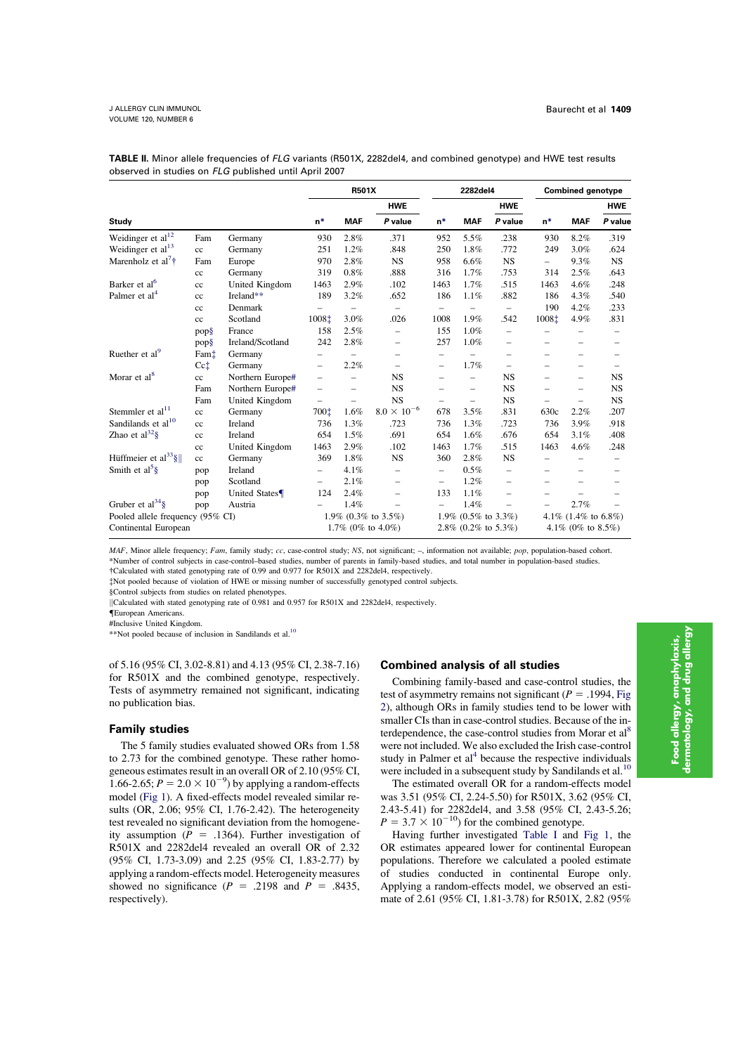**TABLE II.** Minor allele frequencies of *FLG* variants (R501X, 2282del4, and combined genotype) and HWE test results observed in studies on *FLG* published until April 2007

| Study | | | R501X | | | 2282del4 | | | Combined genotype | | |
|---|---|---|---|---|---|---|---|---|---|---|---|
| | | | | | HWE | | | HWE | | | HWE |
| | | | n* | MAF | *P* value | n* | MAF | *P* value | n* | MAF | *P* value |
| Weidinger et al[12] | Fam | Germany | 930 | 2.8% | .371 | 952 | 5.5% | .238 | 930 | 8.2% | .319 |
| Weidinger et al[13] | cc | Germany | 251 | 1.2% | .848 | 250 | 1.8% | .772 | 249 | 3.0% | .624 |
| Marenholz et al[7]† | Fam | Europe | 970 | 2.8% | NS | 958 | 6.6% | NS | – | 9.3% | NS |
| | cc | Germany | 319 | 0.8% | .888 | 316 | 1.7% | .753 | 314 | 2.5% | .643 |
| Barker et al[6] | cc | United Kingdom | 1463 | 2.9% | .102 | 1463 | 1.7% | .515 | 1463 | 4.6% | .248 |
| Palmer et al[4] | cc | Ireland** | 189 | 3.2% | .652 | 186 | 1.1% | .882 | 186 | 4.3% | .540 |
| | cc | Denmark | – | – | – | – | – | – | 190 | 4.2% | .233 |
| | cc | Scotland | 1008‡ | 3.0% | .026 | 1008 | 1.9% | .542 | 1008‡ | 4.9% | .831 |
| | pop§ | France | 158 | 2.5% | – | 155 | 1.0% | – | – | – | – |
| | pop§ | Ireland/Scotland | 242 | 2.8% | – | 257 | 1.0% | – | – | – | – |
| Ruether et al[9] | Fam‡ | Germany | – | – | – | – | – | – | – | – | – |
| | Cc‡ | Germany | – | 2.2% | – | – | 1.7% | – | – | – | – |
| Morar et al[8] | cc | Northern Europe# | – | – | NS | – | – | NS | – | – | NS |
| | Fam | Northern Europe# | – | – | NS | – | – | NS | – | – | NS |
| | Fam | United Kingdom | – | – | NS | – | – | NS | – | – | NS |
| Stemmler et al[11] | cc | Germany | 700‡ | 1.6% | $8.0 \times 10^{-6}$ | 678 | 3.5% | .831 | 630c | 2.2% | .207 |
| Sandilands et al[10] | cc | Ireland | 736 | 1.3% | .723 | 736 | 1.3% | .723 | 736 | 3.9% | .918 |
| Zhao et al[32]§ | cc | Ireland | 654 | 1.5% | .691 | 654 | 1.6% | .676 | 654 | 3.1% | .408 |
| | cc | United Kingdom | 1463 | 2.9% | .102 | 1463 | 1.7% | .515 | 1463 | 4.6% | .248 |
| Hüffmeier et al[33]§‖ | cc | Germany | 369 | 1.8% | NS | 360 | 2.8% | NS | – | – | – |
| Smith et al[5]§ | pop | Ireland | – | 4.1% | – | – | 0.5% | – | – | – | – |
| | pop | Scotland | – | 2.1% | – | – | 1.2% | – | – | – | – |
| | pop | United States¶ | 124 | 2.4% | – | 133 | 1.1% | – | – | – | – |
| Gruber et al[34]§ | pop | Austria | – | 1.4% | – | – | 1.4% | – | – | 2.7% | – |
| Pooled allele frequency (95% CI) | | | 1.9% (0.3% to 3.5%) | | | 1.9% (0.5% to 3.3%) | | | 4.1% (1.4% to 6.8%) | | |
| Continental European | | | 1.7% (0% to 4.0%) | | | 2.8% (0.2% to 5.3%) | | | 4.1% (0% to 8.5%) | | |

*MAF*, Minor allele frequency; *Fam*, family study; *cc*, case-control study; *NS*, not significant; –, information not available; *pop*, population-based cohort.
*Number of control subjects in case-control–based studies, number of parents in family-based studies, and total number in population-based studies.
†Calculated with stated genotyping rate of 0.99 and 0.977 for R501X and 2282del4, respectively.
‡Not pooled because of violation of HWE or missing number of successfully genotyped control subjects.
§Control subjects from studies on related phenotypes.
‖Calculated with stated genotyping rate of 0.981 and 0.957 for R501X and 2282del4, respectively.
¶European Americans.
#Inclusive United Kingdom.
**Not pooled because of inclusion in Sandilands et al.[10]

of 5.16 (95% CI, 3.02-8.81) and 4.13 (95% CI, 2.38-7.16) for R501X and the combined genotype, respectively. Tests of asymmetry remained not significant, indicating no publication bias.

### Family studies

The 5 family studies evaluated showed ORs from 1.58 to 2.73 for the combined genotype. These rather homogeneous estimates result in an overall OR of 2.10 (95% CI, 1.66-2.65; $P = 2.0 \times 10^{-9}$) by applying a random-effects model (Fig 1). A fixed-effects model revealed similar results (OR, 2.06; 95% CI, 1.76-2.42). The heterogeneity test revealed no significant deviation from the homogeneity assumption ($P$ = .1364). Further investigation of R501X and 2282del4 revealed an overall OR of 2.32 (95% CI, 1.73-3.09) and 2.25 (95% CI, 1.83-2.77) by applying a random-effects model. Heterogeneity measures showed no significance ($P$ = .2198 and $P$ = .8435, respectively).

### Combined analysis of all studies

Combining family-based and case-control studies, the test of asymmetry remains not significant ($P$ = .1994, Fig 2), although ORs in family studies tend to be lower with smaller CIs than in case-control studies. Because of the interdependence, the case-control studies from Morar et al[8] were not included. We also excluded the Irish case-control study in Palmer et al[4] because the respective individuals were included in a subsequent study by Sandilands et al.[10]

The estimated overall OR for a random-effects model was 3.51 (95% CI, 2.24-5.50) for R501X, 3.62 (95% CI, 2.43-5.41) for 2282del4, and 3.58 (95% CI, 2.43-5.26; $P = 3.7 \times 10^{-10}$) for the combined genotype.

Having further investigated Table I and Fig 1, the OR estimates appeared lower for continental European populations. Therefore we calculated a pooled estimate of studies conducted in continental Europe only. Applying a random-effects model, we observed an estimate of 2.61 (95% CI, 1.81-3.78) for R501X, 2.82 (95%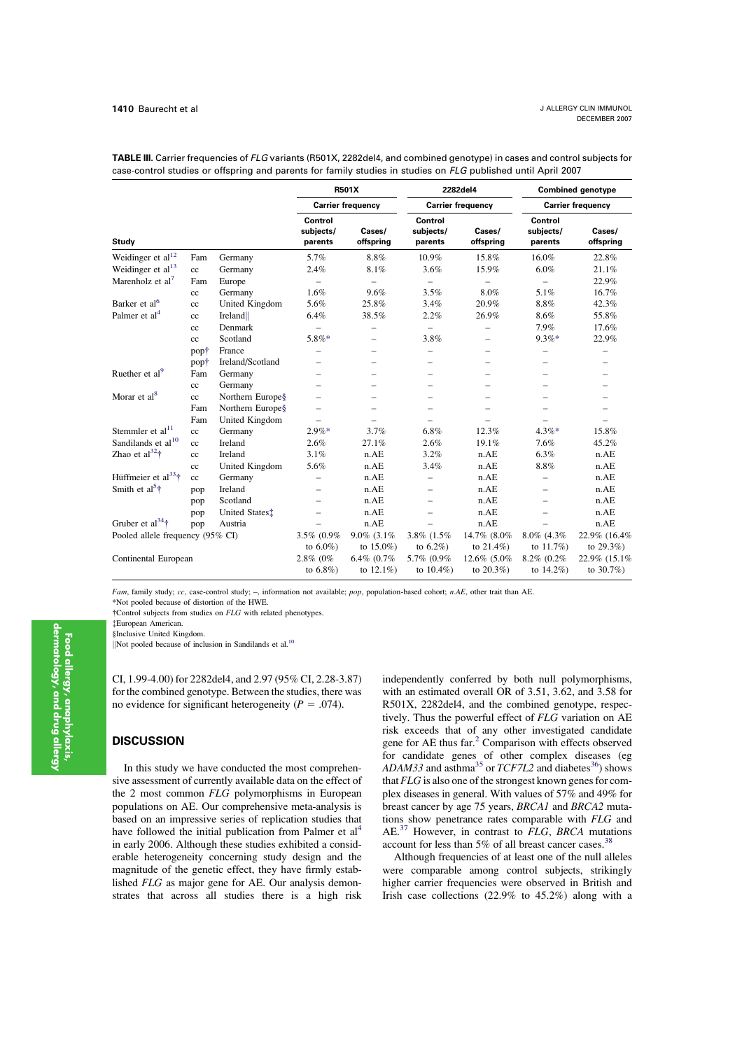**TABLE III.** Carrier frequencies of *FLG* variants (R501X, 2282del4, and combined genotype) in cases and control subjects for case-control studies or offspring and parents for family studies in studies on *FLG* published until April 2007

| Study | | | R501X | | 2282del4 | | Combined genotype | |
|---|---|---|---|---|---|---|---|---|
| | | | Carrier frequency | | Carrier frequency | | Carrier frequency | |
| | | | Control subjects/ parents | Cases/ offspring | Control subjects/ parents | Cases/ offspring | Control subjects/ parents | Cases/ offspring |
| Weidinger et al[12] | Fam | Germany | 5.7% | 8.8% | 10.9% | 15.8% | 16.0% | 22.8% |
| Weidinger et al[13] | cc | Germany | 2.4% | 8.1% | 3.6% | 15.9% | 6.0% | 21.1% |
| Marenholz et al[7] | Fam | Europe | – | – | – | – | – | 22.9% |
| | cc | Germany | 1.6% | 9.6% | 3.5% | 8.0% | 5.1% | 16.7% |
| Barker et al[6] | cc | United Kingdom | 5.6% | 25.8% | 3.4% | 20.9% | 8.8% | 42.3% |
| Palmer et al[4] | cc | Ireland‖ | 6.4% | 38.5% | 2.2% | 26.9% | 8.6% | 55.8% |
| | cc | Denmark | – | – | – | – | 7.9% | 17.6% |
| | cc | Scotland | 5.8%* | – | 3.8% | – | 9.3%* | 22.9% |
| | pop† | France | – | – | – | – | – | – |
| | pop† | Ireland/Scotland | – | – | – | – | – | – |
| Ruether et al[9] | Fam | Germany | – | – | – | – | – | – |
| | cc | Germany | – | – | – | – | – | – |
| Morar et al[8] | cc | Northern Europe§ | – | – | – | – | – | – |
| | Fam | Northern Europe§ | – | – | – | – | – | – |
| | Fam | United Kingdom | – | – | – | – | – | – |
| Stemmler et al[11] | cc | Germany | 2.9%* | 3.7% | 6.8% | 12.3% | 4.3%* | 15.8% |
| Sandilands et al[10] | cc | Ireland | 2.6% | 27.1% | 2.6% | 19.1% | 7.6% | 45.2% |
| Zhao et al[32]† | cc | Ireland | 3.1% | n.AE | 3.2% | n.AE | 6.3% | n.AE |
| | cc | United Kingdom | 5.6% | n.AE | 3.4% | n.AE | 8.8% | n.AE |
| Hüffmeier et al[33]† | cc | Germany | – | n.AE | – | n.AE | – | n.AE |
| Smith et al[5]† | pop | Ireland | – | n.AE | – | n.AE | – | n.AE |
| | pop | Scotland | – | n.AE | – | n.AE | – | n.AE |
| | pop | United States‡ | – | n.AE | – | n.AE | – | n.AE |
| Gruber et al[34]† | pop | Austria | – | n.AE | – | n.AE | – | n.AE |
| Pooled allele frequency (95% CI) | | | 3.5% (0.9% to 6.0%) | 9.0% (3.1% to 15.0%) | 3.8% (1.5% to 6.2%) | 14.7% (8.0% to 21.4%) | 8.0% (4.3% to 11.7%) | 22.9% (16.4% to 29.3%) |
| Continental European | | | 2.8% (0% to 6.8%) | 6.4% (0.7% to 12.1%) | 5.7% (0.9% to 10.4%) | 12.6% (5.0% to 20.3%) | 8.2% (0.2% to 14.2%) | 22.9% (15.1% to 30.7%) |

*Fam*, family study; *cc*, case-control study; –, information not available; *pop*, population-based cohort; *n.AE*, other trait than AE.
*Not pooled because of distortion of the HWE.
†Control subjects from studies on *FLG* with related phenotypes.
‡European American.
§Inclusive United Kingdom.
‖Not pooled because of inclusion in Sandilands et al.[10]

CI, 1.99-4.00) for 2282del4, and 2.97 (95% CI, 2.28-3.87) for the combined genotype. Between the studies, there was no evidence for significant heterogeneity ($P = .074$).

## DISCUSSION

In this study we have conducted the most comprehensive assessment of currently available data on the effect of the 2 most common *FLG* polymorphisms in European populations on AE. Our comprehensive meta-analysis is based on an impressive series of replication studies that have followed the initial publication from Palmer et al[4] in early 2006. Although these studies exhibited a considerable heterogeneity concerning study design and the magnitude of the genetic effect, they have firmly established *FLG* as major gene for AE. Our analysis demonstrates that across all studies there is a high risk independently conferred by both null polymorphisms, with an estimated overall OR of 3.51, 3.62, and 3.58 for R501X, 2282del4, and the combined genotype, respectively. Thus the powerful effect of *FLG* variation on AE risk exceeds that of any other investigated candidate gene for AE thus far.[2] Comparison with effects observed for candidate genes of other complex diseases (eg *ADAM33* and asthma[35] or *TCF7L2* and diabetes[36]) shows that *FLG* is also one of the strongest known genes for complex diseases in general. With values of 57% and 49% for breast cancer by age 75 years, *BRCA1* and *BRCA2* mutations show penetrance rates comparable with *FLG* and AE.[37] However, in contrast to *FLG*, *BRCA* mutations account for less than 5% of all breast cancer cases.[38]

Although frequencies of at least one of the null alleles were comparable among control subjects, strikingly higher carrier frequencies were observed in British and Irish case collections (22.9% to 45.2%) along with a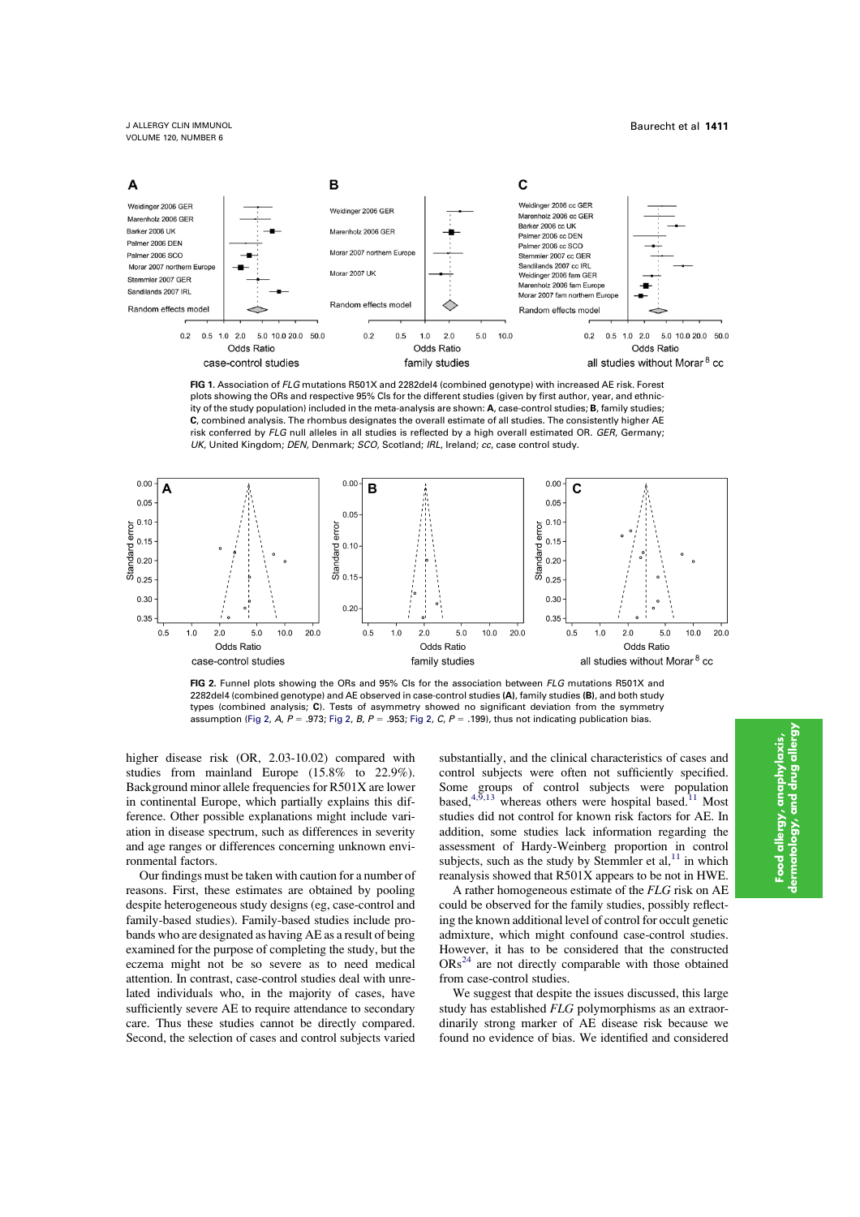FIG 1. Association of *FLG* mutations R501X and 2282del4 (combined genotype) with increased AE risk. Forest plots showing the ORs and respective 95% CIs for the different studies (given by first author, year, and ethnicity of the study population) included in the meta-analysis are shown: **A**, case-control studies; **B**, family studies; **C**, combined analysis. The rhombus designates the overall estimate of all studies. The consistently higher AE risk conferred by *FLG* null alleles in all studies is reflected by a high overall estimated OR. *GER*, Germany; *UK*, United Kingdom; *DEN*, Denmark; *SCO*, Scotland; *IRL*, Ireland; *cc*, case control study.

FIG 2. Funnel plots showing the ORs and 95% CIs for the association between *FLG* mutations R501X and 2282del4 (combined genotype) and AE observed in case-control studies (**A**), family studies (**B**), and both study types (combined analysis; **C**). Tests of asymmetry showed no significant deviation from the symmetry assumption (Fig 2, *A*, $P = .973$; Fig 2, *B*, $P = .953$; Fig 2, *C*, $P = .199$), thus not indicating publication bias.

higher disease risk (OR, 2.03-10.02) compared with studies from mainland Europe (15.8% to 22.9%). Background minor allele frequencies for R501X are lower in continental Europe, which partially explains this difference. Other possible explanations might include variation in disease spectrum, such as differences in severity and age ranges or differences concerning unknown environmental factors.

Our findings must be taken with caution for a number of reasons. First, these estimates are obtained by pooling despite heterogeneous study designs (eg, case-control and family-based studies). Family-based studies include probands who are designated as having AE as a result of being examined for the purpose of completing the study, but the eczema might not be so severe as to need medical attention. In contrast, case-control studies deal with unrelated individuals who, in the majority of cases, have sufficiently severe AE to require attendance to secondary care. Thus these studies cannot be directly compared. Second, the selection of cases and control subjects varied substantially, and the clinical characteristics of cases and control subjects were often not sufficiently specified. Some groups of control subjects were population based,[4,9,13] whereas others were hospital based.[11] Most studies did not control for known risk factors for AE. In addition, some studies lack information regarding the assessment of Hardy-Weinberg proportion in control subjects, such as the study by Stemmler et al,[11] in which reanalysis showed that R501X appears to be not in HWE.

A rather homogeneous estimate of the *FLG* risk on AE could be observed for the family studies, possibly reflecting the known additional level of control for occult genetic admixture, which might confound case-control studies. However, it has to be considered that the constructed ORs[24] are not directly comparable with those obtained from case-control studies.

We suggest that despite the issues discussed, this large study has established *FLG* polymorphisms as an extraordinarily strong marker of AE disease risk because we found no evidence of bias. We identified and considered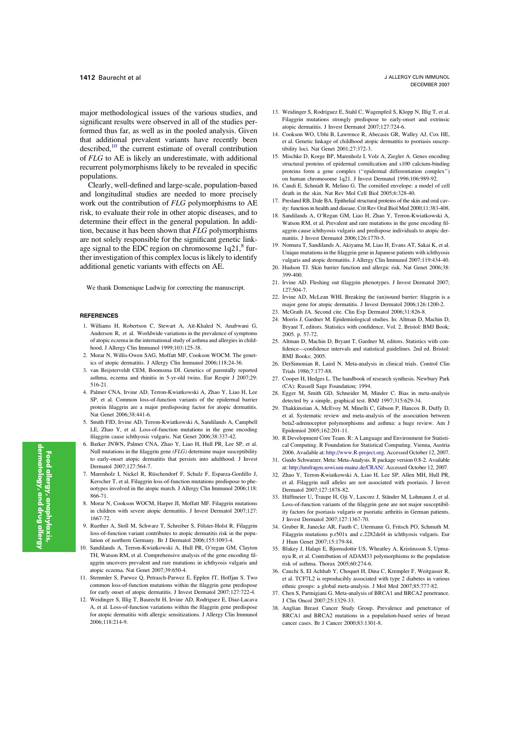major methodological issues of the various studies, and significant results were observed in all of the studies performed thus far, as well as in the pooled analysis. Given that additional prevalent variants have recently been described,[10] the current estimate of overall contribution of *FLG* to AE is likely an underestimate, with additional recurrent polymorphisms likely to be revealed in specific populations.

Clearly, well-defined and large-scale, population-based and longitudinal studies are needed to more precisely work out the contribution of *FLG* polymorphisms to AE risk, to evaluate their role in other atopic diseases, and to determine their effect in the general population. In addition, because it has been shown that *FLG* polymorphisms are not solely responsible for the significant genetic linkage signal to the EDC region on chromosome 1q21,[8] further investigation of this complex locus is likely to identify additional genetic variants with effects on AE.

We thank Domenique Ludwig for correcting the manuscript.

## REFERENCES

1. Williams H, Robertson C, Stewart A, Aït-Khaled N, Anabwani G, Anderson R, et al. Worldwide variations in the prevalence of symptoms of atopic eczema in the international study of asthma and allergies in childhood. J Allergy Clin Immunol 1999;103:125-38.
2. Morar N, Willis-Owen SAG, Moffatt MF, Cookson WOCM. The genetics of atopic dermatitis. J Allergy Clin Immunol 2006;118:24-36.
3. van Beijsterveldt CEM, Boomsma DI. Genetics of parentally reported asthma, eczema and rhinitis in 5-yr-old twins. Eur Respir J 2007;29:516-21.
4. Palmer CNA, Irvine AD, Terron-Kwiatkowski A, Zhao Y, Liao H, Lee SP, et al. Common loss-of-function variants of the epidermal barrier protein filaggrin are a major predisposing factor for atopic dermatitis. Nat Genet 2006;38:441-6.
5. Smith FJD, Irvine AD, Terron-Kwiatkowski A, Sandilands A, Campbell LE, Zhao Y, et al. Loss-of-function mutations in the gene encoding filaggrin cause ichthyosis vulgaris. Nat Genet 2006;38:337-42.
6. Barker JNWN, Palmer CNA, Zhao Y, Liao H, Hull PR, Lee SP, et al. Null mutations in the filaggrin gene *(FLG)* determine major susceptibility to early-onset atopic dermatitis that persists into adulthood. J Invest Dermatol 2007;127:564-7.
7. Marenholz I, Nickel R, Rüschendorf F, Schulz F, Esparza-Gordillo J, Kerscher T, et al. Filaggrin loss-of-function mutations predispose to phenotypes involved in the atopic march. J Allergy Clin Immunol 2006;118:866-71.
8. Morar N, Cookson WOCM, Harper JI, Moffatt MF. Filaggrin mutations in children with severe atopic dermatitis. J Invest Dermatol 2007;127:1667-72.
9. Ruether A, Stoll M, Schwarz T, Schreiber S, Fölster-Holst R. Filaggrin loss-of-function variant contributes to atopic dermatitis risk in the population of northern Germany. Br J Dermatol 2006;155:1093-4.
10. Sandilands A, Terron-Kwiatkowski A, Hull PR, O'regan GM, Clayton TH, Watson RM, et al. Comprehensive analysis of the gene encoding filaggrin uncovers prevalent and rare mutations in ichthyosis vulgaris and atopic eczema. Nat Genet 2007;39:650-4.
11. Stemmler S, Parwez Q, Petrasch-Parwez E, Epplen JT, Hoffjan S. Two common loss-of-function mutations within the filaggrin gene predispose for early onset of atopic dermatitis. J Invest Dermatol 2007;127:722-4.
12. Weidinger S, Illig T, Baurecht H, Irvine AD, Rodriguez E, Diaz-Lacava A, et al. Loss-of-function variations within the filaggrin gene predispose for atopic dermatitis with allergic sensitizations. J Allergy Clin Immunol 2006;118:214-9.
13. Weidinger S, Rodríguez E, Stahl C, Wagenpfeil S, Klopp N, Illig T, et al. Filaggrin mutations strongly predispose to early-onset and extrinsic atopic dermatitis. J Invest Dermatol 2007;127:724-6.
14. Cookson WO, Ubhi B, Lawrence R, Abecasis GR, Walley AJ, Cox HE, et al. Genetic linkage of childhood atopic dermatitis to psoriasis susceptibility loci. Nat Genet 2001;27:372-3.
15. Mischke D, Korge BP, Marenholz I, Volz A, Ziegler A. Genes encoding structural proteins of epidermal cornification and s100 calcium-binding proteins form a gene complex ("epidermal differentiation complex") on human chromosome 1q21. J Invest Dermatol 1996;106:989-92.
16. Candi E, Schmidt R, Melino G. The cornified envelope: a model of cell death in the skin. Nat Rev Mol Cell Biol 2005;6:328-40.
17. Presland RB, Dale BA. Epithelial structural proteins of the skin and oral cavity: function in health and disease. Crit Rev Oral Biol Med 2000;11:383-408.
18. Sandilands A, O'Regan GM, Liao H, Zhao Y, Terron-Kwiatkowski A, Watson RM, et al. Prevalent and rare mutations in the gene encoding filaggrin cause ichthyosis vulgaris and predispose individuals to atopic dermatitis. J Invest Dermatol 2006;126:1770-5.
19. Nomura T, Sandilands A, Akiyama M, Liao H, Evans AT, Sakai K, et al. Unique mutations in the filaggrin gene in Japanese patients with ichthyosis vulgaris and atopic dermatitis. J Allergy Clin Immunol 2007;119:434-40.
20. Hudson TJ. Skin barrier function and allergic risk. Nat Genet 2006;38:399-400.
21. Irvine AD. Fleshing out filaggrin phenotypes. J Invest Dermatol 2007;127:504-7.
22. Irvine AD, McLean WHI. Breaking the (un)sound barrier: filaggrin is a major gene for atopic dermatitis. J Invest Dermatol 2006;126:1200-2.
23. McGrath JA. Second cite. Clin Exp Dermatol 2006;31:826-8.
24. Morris J, Gardner M. Epidemiological studies. In: Altman D, Machin D, Bryant T, editors. Statistics with confidence. Vol. 2. Bristol: BMJ Book; 2005. p. 57-72.
25. Altman D, Machin D, Bryant T, Gardner M, editors. Statistics with confidence—confidence intervals and statistical guidelines. 2nd ed. Bristol: BMJ Books; 2005.
26. DerSimonian R, Laird N. Meta-analysis in clinical trials. Control Clin Trials 1986;7:177-88.
27. Cooper H, Hedges L. The handbook of research synthesis. Newbury Park (CA): Russell Sage Foundation; 1994.
28. Egger M, Smith GD, Schneider M, Minder C. Bias in meta-analysis detected by a simple, graphical test. BMJ 1997;315:629-34.
29. Thakkinstian A, McEvoy M, Minelli C, Gibson P, Hancox B, Duffy D, et al. Systematic review and meta-analysis of the association between beta2-adrenoceptor polymorphisms and asthma: a huge review. Am J Epidemiol 2005;162:201-11.
30. R Development Core Team. R: A Language and Environment for Statistical Computing. R Foundation for Statistical Computing. Vienna, Austria 2006. Available at: http://www.R-project.org. Accessed October 12, 2007.
31. Guido Schwarzer. Meta: Meta-Analysis. R package version 0.8-2. Available at: http://umfragen.sowi.uni-mainz.de/CRAN/. Accessed October 12, 2007.
32. Zhao Y, Terron-Kwiatkowski A, Liao H, Lee SP, Allen MH, Hull PR, et al. Filaggrin null alleles are not associated with psoriasis. J Invest Dermatol 2007;127:1878-82.
33. Hüffmeier U, Traupe H, Oji V, Lascorz J, Ständer M, Lohmann J, et al. Loss-of-function variants of the filaggrin gene are not major susceptibility factors for psoriasis vulgaris or psoriatic arthritis in German patients. J Invest Dermatol 2007;127:1367-70.
34. Gruber R, Janecke AR, Fauth C, Utermann G, Fritsch PO, Schmuth M. Filaggrin mutations p.r501x and c.2282del4 in ichthyosis vulgaris. Eur J Hum Genet 2007;15:179-84.
35. Blakey J, Halapi E, Bjornsdottir US, Wheatley A, Kristinsson S, Upmanyu R, et al. Contribution of ADAM33 polymorphisms to the population risk of asthma. Thorax 2005;60:274-6.
36. Cauchi S, El Achhab Y, Choquet H, Dina C, Krempler F, Weitgasser R, et al. TCF7L2 is reproducibly associated with type 2 diabetes in various ethnic groups: a global meta-analysis. J Mol Med 2007;85:777-82.
37. Chen S, Parmigiani G. Meta-analysis of BRCA1 and BRCA2 penetrance. J Clin Oncol 2007;25:1329-33.
38. Anglian Breast Cancer Study Group. Prevalence and penetrance of BRCA1 and BRCA2 mutations in a population-based series of breast cancer cases. Br J Cancer 2000;83:1301-8.